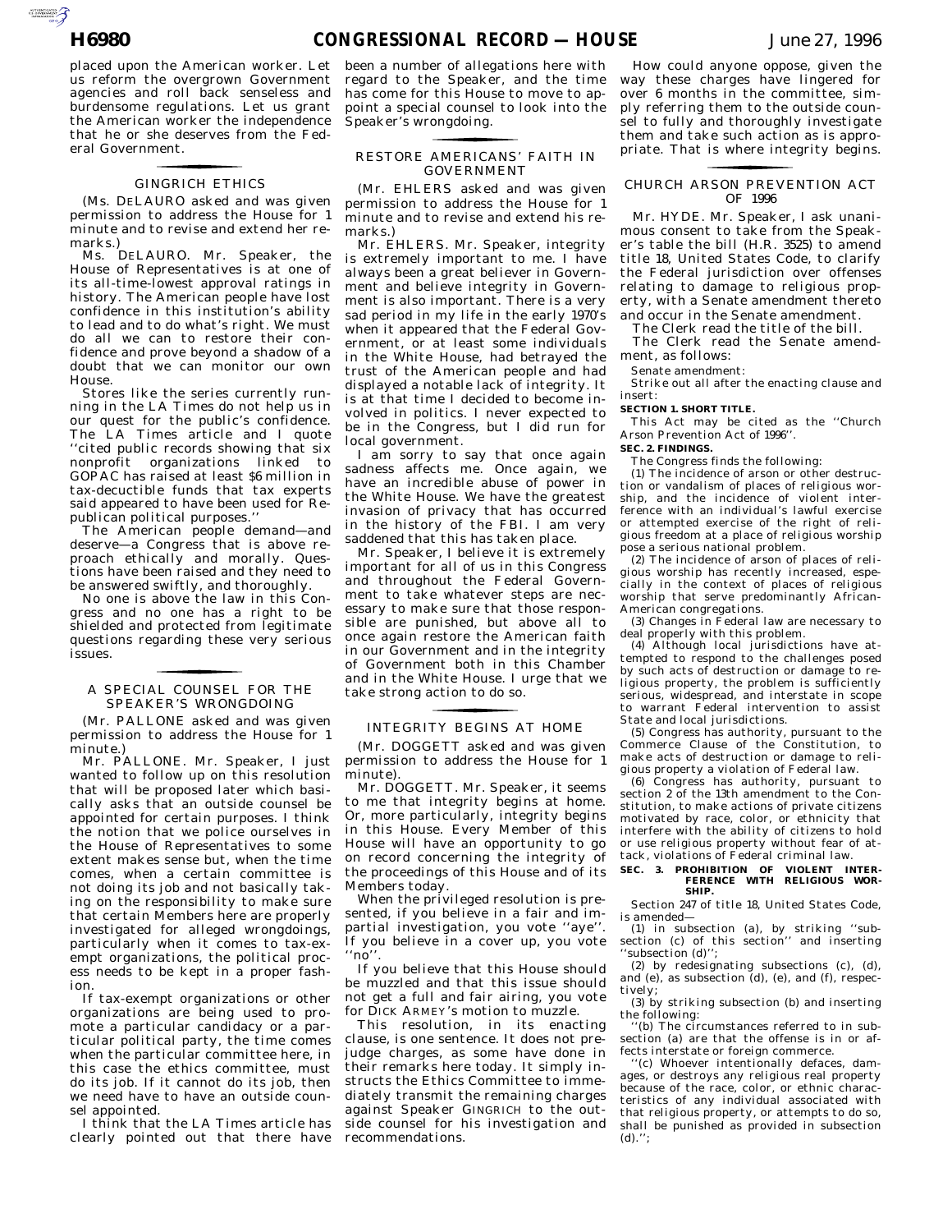placed upon the American worker. Let us reform the overgrown Government agencies and roll back senseless and burdensome regulations. Let us grant the American worker the independence that he or she deserves from the Federal Government.

## GINGRICH ETHICS

(Ms. DELAURO asked and was given permission to address the House for 1 minute and to revise and extend her remarks.)

Ms. DELAURO. Mr. Speaker, the House of Representatives is at one of its all-time-lowest approval ratings in history. The American people have lost confidence in this institution's ability to lead and to do what's right. We must do all we can to restore their confidence and prove beyond a shadow of a doubt that we can monitor our own House.

Stores like the series currently running in the LA Times do not help us in our quest for the public's confidence. The LA Times article and I quote ''cited public records showing that six nonprofit organizations linked to GOPAC has raised at least $6 million in tax-decuctible funds that tax experts said appeared to have been used for Republican political purposes.''

The American people demand—and deserve—a Congress that is above reproach ethically and morally. Questions have been raised and they need to be answered swiftly, and thoroughly.

No one is above the law in this Congress and no one has a right to be shielded and protected from legitimate questions regarding these very serious issues.

## A SPECIAL COUNSEL FOR THE SPEAKER'S WRONGDOING

(Mr. PALLONE asked and was given permission to address the House for 1 minute.)

Mr. PALLONE. Mr. Speaker, I just wanted to follow up on this resolution that will be proposed later which basically asks that an outside counsel be appointed for certain purposes. I think the notion that we police ourselves in the House of Representatives to some extent makes sense but, when the time comes, when a certain committee is not doing its job and not basically taking on the responsibility to make sure that certain Members here are properly investigated for alleged wrongdoings, particularly when it comes to tax-exempt organizations, the political process needs to be kept in a proper fashion.

If tax-exempt organizations or other organizations are being used to promote a particular candidacy or a particular political party, the time comes when the particular committee here, in this case the ethics committee, must do its job. If it cannot do its job, then we need have to have an outside counsel appointed.

I think that the LA Times article has clearly pointed out that there have been a number of allegations here with regard to the Speaker, and the time has come for this House to move to appoint a special counsel to look into the Speaker's wrongdoing.

## RESTORE AMERICANS' FAITH IN GOVERNMENT

(Mr. EHLERS asked and was given permission to address the House for 1 minute and to revise and extend his remarks.)

Mr. EHLERS. Mr. Speaker, integrity is extremely important to me. I have always been a great believer in Government and believe integrity in Government is also important. There is a very sad period in my life in the early 1970's when it appeared that the Federal Government, or at least some individuals in the White House, had betrayed the trust of the American people and had displayed a notable lack of integrity. It is at that time I decided to become involved in politics. I never expected to be in the Congress, but I did run for local government.

I am sorry to say that once again sadness affects me. Once again, we have an incredible abuse of power in the White House. We have the greatest invasion of privacy that has occurred in the history of the FBI. I am very saddened that this has taken place.

Mr. Speaker, I believe it is extremely important for all of us in this Congress and throughout the Federal Government to take whatever steps are necessary to make sure that those responsible are punished, but above all to once again restore the American faith in our Government and in the integrity of Government both in this Chamber and in the White House. I urge that we take strong action to do so.

## INTEGRITY BEGINS AT HOME

(Mr. DOGGETT asked and was given permission to address the House for 1 minute).

Mr. DOGGETT. Mr. Speaker, it seems to me that integrity begins at home. Or, more particularly, integrity begins in this House. Every Member of this House will have an opportunity to go on record concerning the integrity of the proceedings of this House and of its Members today.

When the privileged resolution is presented, if you believe in a fair and impartial investigation, you vote ''aye''. If you believe in a cover up, you vote ''no''.

If you believe that this House should be muzzled and that this issue should not get a full and fair airing, you vote for DICK ARMEY's motion to muzzle.

This resolution, in its enacting clause, is one sentence. It does not prejudge charges, as some have done in their remarks here today. It simply instructs the Ethics Committee to immediately transmit the remaining charges against Speaker GINGRICH to the outside counsel for his investigation and recommendations.

How could anyone oppose, given the way these charges have lingered for over 6 months in the committee, simply referring them to the outside counsel to fully and thoroughly investigate them and take such action as is appropriate. That is where integrity begins.

## CHURCH ARSON PREVENTION ACT OF 1996

Mr. HYDE. Mr. Speaker, I ask unanimous consent to take from the Speaker's table the bill (H.R. 3525) to amend title 18, United States Code, to clarify the Federal jurisdiction over offenses relating to damage to religious property, with a Senate amendment thereto and occur in the Senate amendment.

The Clerk read the title of the bill.

The Clerk read the Senate amendment, as follows:

Senate amendment:

Strike out all after the enacting clause and insert:

**SECTION 1. SHORT TITLE.**

This Act may be cited as the ''Church Arson Prevention Act of 1996''.

**SEC. 2. FINDINGS.**

The Congress finds the following:

(1) The incidence of arson or other destruction or vandalism of places of religious worship, and the incidence of violent interference with an individual's lawful exercise or attempted exercise of the right of religious freedom at a place of religious worship pose a serious national problem.

(2) The incidence of arson of places of religious worship has recently increased, especially in the context of places of religious worship that serve predominantly African-American congregations.

(3) Changes in Federal law are necessary to deal properly with this problem.

(4) Although local jurisdictions have attempted to respond to the challenges posed by such acts of destruction or damage to religious property, the problem is sufficiently serious, widespread, and interstate in scope to warrant Federal intervention to assist State and local jurisdictions.

(5) Congress has authority, pursuant to the Commerce Clause of the Constitution, to make acts of destruction or damage to religious property a violation of Federal law.

(6) Congress has authority, pursuant to section 2 of the 13th amendment to the Constitution, to make actions of private citizens motivated by race, color, or ethnicity that interfere with the ability of citizens to hold or use religious property without fear of attack, violations of Federal criminal law.

**SEC. 3. PROHIBITION OF VIOLENT INTERFERENCE WITH RELIGIOUS WORSHIP.**

Section 247 of title 18, United States Code, is amended—

(1) in subsection (a), by striking ''subsection (c) of this section'' and inserting ''subsection (d)'';

(2) by redesignating subsections (c), (d), and (e), as subsection (d), (e), and (f), respectively;

(3) by striking subsection (b) and inserting the following:

''(b) The circumstances referred to in subsection (a) are that the offense is in or affects interstate or foreign commerce.

''(c) Whoever intentionally defaces, damages, or destroys any religious real property because of the race, color, or ethnic characteristics of any individual associated with that religious property, or attempts to do so, shall be punished as provided in subsection (d).'';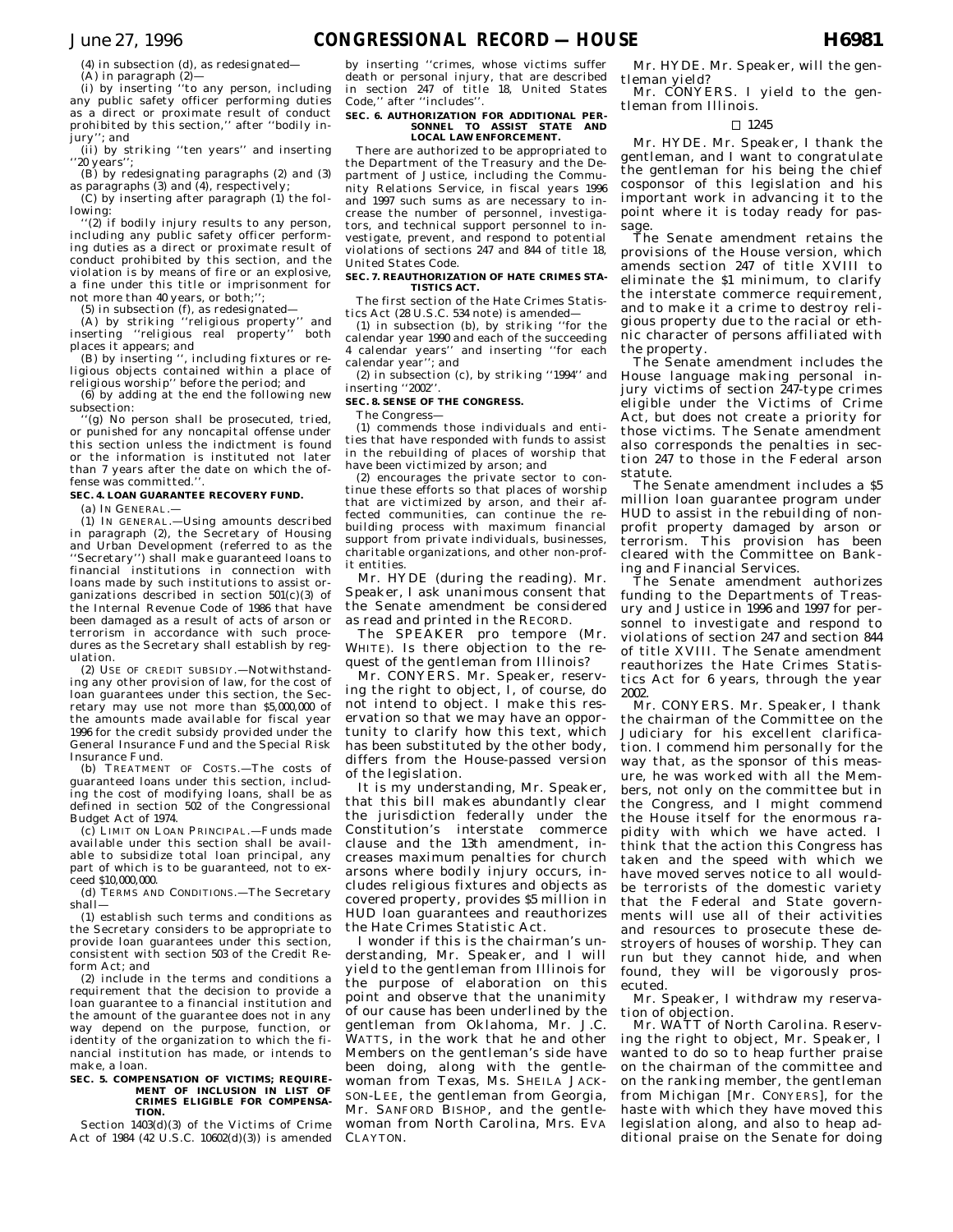(4) in subsection (d), as redesignated—

(A) in paragraph (2)—

(i) by inserting ''to any person, including any public safety officer performing duties as a direct or proximate result of conduct prohibited by this section,'' after ''bodily injury''; and

(ii) by striking ''ten years'' and inserting ''20 years'';

(B) by redesignating paragraphs (2) and (3) as paragraphs (3) and (4), respectively;

(C) by inserting after paragraph (1) the following:

''(2) if bodily injury results to any person, including any public safety officer performing duties as a direct or proximate result of conduct prohibited by this section, and the violation is by means of fire or an explosive, a fine under this title or imprisonment for not more than 40 years, or both;'';

(5) in subsection (f), as redesignated—

(A) by striking ''religious property'' and inserting ''religious real property'' both places it appears; and

(B) by inserting '', including fixtures or religious objects contained within a place of religious worship'' before the period; and

(6) by adding at the end the following new subsection:

''(g) No person shall be prosecuted, tried, or punished for any noncapital offense under this section unless the indictment is found or the information is instituted not later than 7 years after the date on which the offense was committed.''.

**SEC. 4. LOAN GUARANTEE RECOVERY FUND.**

(a) IN GENERAL.—

(1) IN GENERAL.—Using amounts described in paragraph (2), the Secretary of Housing and Urban Development (referred to as the ''Secretary'') shall make guaranteed loans to financial institutions in connection with loans made by such institutions to assist organizations described in section 501(c)(3) of the Internal Revenue Code of 1986 that have been damaged as a result of acts of arson or terrorism in accordance with such procedures as the Secretary shall establish by regulation.

(2) USE OF CREDIT SUBSIDY.—Notwithstanding any other provision of law, for the cost of loan guarantees under this section, the Secretary may use not more than $5,000,000 of the amounts made available for fiscal year 1996 for the credit subsidy provided under the General Insurance Fund and the Special Risk Insurance Fund.

(b) TREATMENT OF COSTS.—The costs of guaranteed loans under this section, including the cost of modifying loans, shall be as defined in section 502 of the Congressional Budget Act of 1974.

(c) LIMIT ON LOAN PRINCIPAL.—Funds made available under this section shall be available to subsidize total loan principal, any part of which is to be guaranteed, not to exceed $10,000,000.

(d) TERMS AND CONDITIONS.—The Secretary shall—

(1) establish such terms and conditions as the Secretary considers to be appropriate to provide loan guarantees under this section, consistent with section 503 of the Credit Reform Act; and

(2) include in the terms and conditions a requirement that the decision to provide a loan guarantee to a financial institution and the amount of the guarantee does not in any way depend on the purpose, function, or identity of the organization to which the financial institution has made, or intends to make, a loan.

**SEC. 5. COMPENSATION OF VICTIMS; REQUIREMENT OF INCLUSION IN LIST OF CRIMES ELIGIBLE FOR COMPENSATION.**

Section 1403(d)(3) of the Victims of Crime Act of 1984 (42 U.S.C. 10602(d)(3)) is amended by inserting ''crimes, whose victims suffer death or personal injury, that are described in section 247 of title 18, United States Code,'' after ''includes''.

**SEC. 6. AUTHORIZATION FOR ADDITIONAL PERSONNEL TO ASSIST STATE AND LOCAL LAW ENFORCEMENT.**

There are authorized to be appropriated to the Department of the Treasury and the Department of Justice, including the Community Relations Service, in fiscal years 1996 and 1997 such sums as are necessary to increase the number of personnel, investigators, and technical support personnel to investigate, prevent, and respond to potential violations of sections 247 and 844 of title 18, United States Code.

**SEC. 7. REAUTHORIZATION OF HATE CRIMES STATISTICS ACT.**

The first section of the Hate Crimes Statistics Act (28 U.S.C. 534 note) is amended—

(1) in subsection (b), by striking ''for the calendar year 1990 and each of the succeeding 4 calendar years'' and inserting ''for each calendar year''; and

(2) in subsection (c), by striking ''1994'' and inserting ''2002''.

**SEC. 8. SENSE OF THE CONGRESS.**

The Congress—

(1) commends those individuals and entities that have responded with funds to assist in the rebuilding of places of worship that have been victimized by arson; and

(2) encourages the private sector to continue these efforts so that places of worship that are victimized by arson, and their affected communities, can continue the rebuilding process with maximum financial support from private individuals, businesses, charitable organizations, and other non-profit entities.

Mr. HYDE (during the reading). Mr. Speaker, I ask unanimous consent that the Senate amendment be considered as read and printed in the RECORD.

The SPEAKER pro tempore (Mr. WHITE). Is there objection to the request of the gentleman from Illinois?

Mr. CONYERS. Mr. Speaker, reserving the right to object, I, of course, do not intend to object. I make this reservation so that we may have an opportunity to clarify how this text, which has been substituted by the other body, differs from the House-passed version of the legislation.

It is my understanding, Mr. Speaker, that this bill makes abundantly clear the jurisdiction federally under the Constitution's interstate commerce clause and the 13th amendment, increases maximum penalties for church arsons where bodily injury occurs, includes religious fixtures and objects as covered property, provides $5 million in HUD loan guarantees and reauthorizes the Hate Crimes Statistic Act.

I wonder if this is the chairman's understanding, Mr. Speaker, and I will yield to the gentleman from Illinois for the purpose of elaboration on this point and observe that the unanimity of our cause has been underlined by the gentleman from Oklahoma, Mr. J.C. WATTS, in the work that he and other Members on the gentleman's side have been doing, along with the gentlewoman from Texas, Ms. SHEILA JACKSON-LEE, the gentleman from Georgia, Mr. SANFORD BISHOP, and the gentlewoman from North Carolina, Mrs. EVA CLAYTON.

Mr. HYDE. Mr. Speaker, will the gentleman yield?

Mr. CONYERS. I yield to the gentleman from Illinois.

□ 1245

Mr. HYDE. Mr. Speaker, I thank the gentleman, and I want to congratulate the gentleman for his being the chief cosponsor of this legislation and his important work in advancing it to the point where it is today ready for passage.

The Senate amendment retains the provisions of the House version, which amends section 247 of title XVIII to eliminate the $1 minimum, to clarify the interstate commerce requirement, and to make it a crime to destroy religious property due to the racial or ethnic character of persons affiliated with the property.

The Senate amendment includes the House language making personal injury victims of section 247-type crimes eligible under the Victims of Crime Act, but does not create a priority for those victims. The Senate amendment also corresponds the penalties in section 247 to those in the Federal arson statute.

The Senate amendment includes a $5 million loan guarantee program under HUD to assist in the rebuilding of nonprofit property damaged by arson or terrorism. This provision has been cleared with the Committee on Banking and Financial Services.

The Senate amendment authorizes funding to the Departments of Treasury and Justice in 1996 and 1997 for personnel to investigate and respond to violations of section 247 and section 844 of title XVIII. The Senate amendment reauthorizes the Hate Crimes Statistics Act for 6 years, through the year 2002.

Mr. CONYERS. Mr. Speaker, I thank the chairman of the Committee on the Judiciary for his excellent clarification. I commend him personally for the way that, as the sponsor of this measure, he was worked with all the Members, not only on the committee but in the Congress, and I might commend the House itself for the enormous rapidity with which we have acted. I think that the action this Congress has taken and the speed with which we have moved serves notice to all would-be terrorists of the domestic variety that the Federal and State governments will use all of their activities and resources to prosecute these destroyers of houses of worship. They can run but they cannot hide, and when found, they will be vigorously prosecuted.

Mr. Speaker, I withdraw my reservation of objection.

Mr. WATT of North Carolina. Reserving the right to object, Mr. Speaker, I wanted to do so to heap further praise on the chairman of the committee and on the ranking member, the gentleman from Michigan [Mr. CONYERS], for the haste with which they have moved this legislation along, and also to heap additional praise on the Senate for doing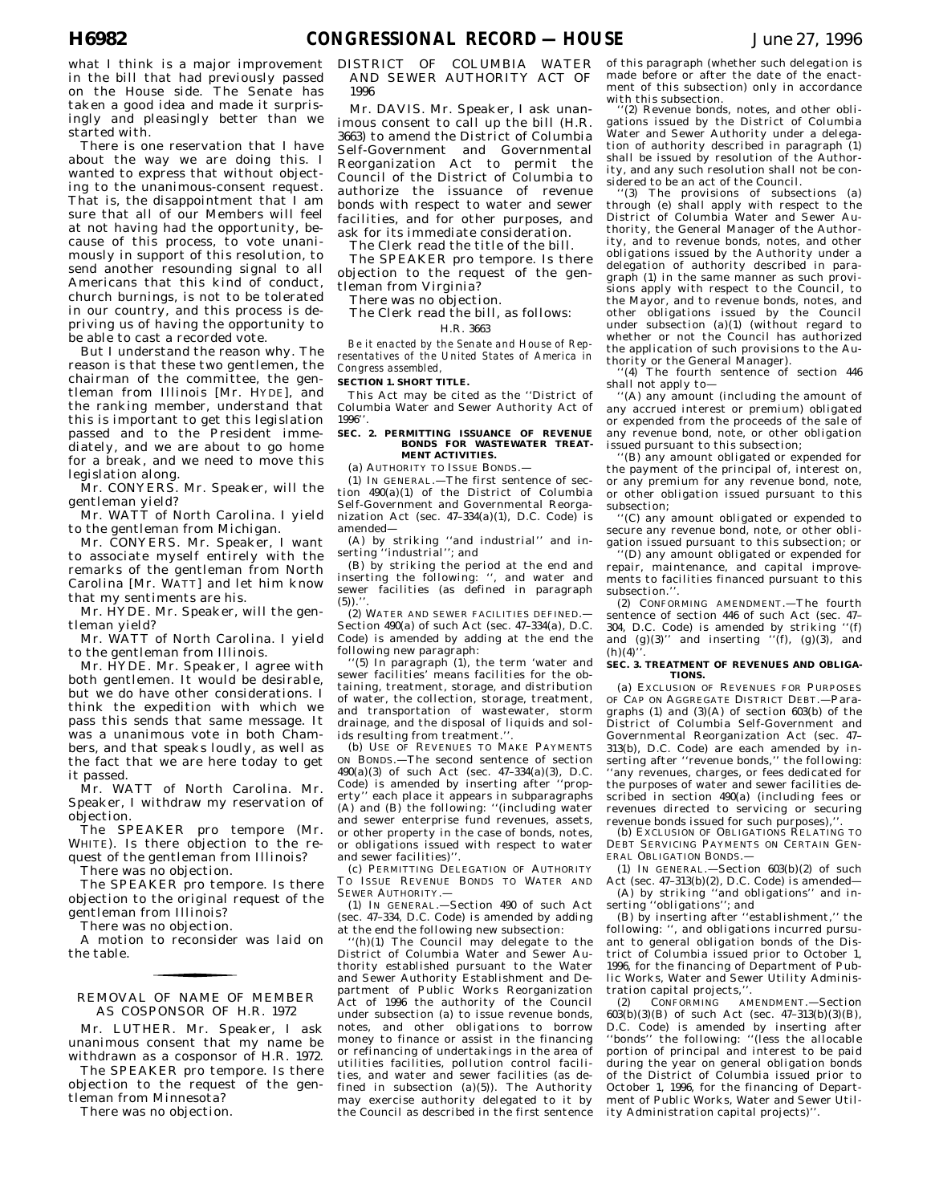what I think is a major improvement in the bill that had previously passed on the House side. The Senate has taken a good idea and made it surprisingly and pleasingly better than we started with.

There is one reservation that I have about the way we are doing this. I wanted to express that without objecting to the unanimous-consent request. That is, the disappointment that I am sure that all of our Members will feel at not having had the opportunity, because of this process, to vote unanimously in support of this resolution, to send another resounding signal to all Americans that this kind of conduct, church burnings, is not to be tolerated in our country, and this process is depriving us of having the opportunity to be able to cast a recorded vote.

But I understand the reason why. The reason is that these two gentlemen, the chairman of the committee, the gentleman from Illinois [Mr. HYDE], and the ranking member, understand that this is important to get this legislation passed and to the President immediately, and we are about to go home for a break, and we need to move this legislation along.

Mr. CONYERS. Mr. Speaker, will the gentleman yield?

Mr. WATT of North Carolina. I yield to the gentleman from Michigan.

Mr. CONYERS. Mr. Speaker, I want to associate myself entirely with the remarks of the gentleman from North Carolina [Mr. WATT] and let him know that my sentiments are his.

Mr. HYDE. Mr. Speaker, will the gentleman yield?

Mr. WATT of North Carolina. I yield to the gentleman from Illinois.

Mr. HYDE. Mr. Speaker, I agree with both gentlemen. It would be desirable, but we do have other considerations. I think the expedition with which we pass this sends that same message. It was a unanimous vote in both Chambers, and that speaks loudly, as well as the fact that we are here today to get it passed.

Mr. WATT of North Carolina. Mr. Speaker, I withdraw my reservation of objection.

The SPEAKER pro tempore (Mr. WHITE). Is there objection to the request of the gentleman from Illinois?

There was no objection.

The SPEAKER pro tempore. Is there objection to the original request of the gentleman from Illinois?

There was no objection.

A motion to reconsider was laid on the table.

## REMOVAL OF NAME OF MEMBER AS COSPONSOR OF H.R. 1972

Mr. LUTHER. Mr. Speaker, I ask unanimous consent that my name be withdrawn as a cosponsor of H.R. 1972.

The SPEAKER pro tempore. Is there objection to the request of the gentleman from Minnesota?

There was no objection.

## DISTRICT OF COLUMBIA WATER AND SEWER AUTHORITY ACT OF 1996

Mr. DAVIS. Mr. Speaker, I ask unanimous consent to call up the bill (H.R. 3663) to amend the District of Columbia Self-Government and Governmental Reorganization Act to permit the Council of the District of Columbia to authorize the issuance of revenue bonds with respect to water and sewer facilities, and for other purposes, and ask for its immediate consideration.

The Clerk read the title of the bill.

The SPEAKER pro tempore. Is there objection to the request of the gentleman from Virginia?

There was no objection.

The Clerk read the bill, as follows:

H.R. 3663

*Be it enacted by the Senate and House of Representatives of the United States of America in Congress assembled,*

**SECTION 1. SHORT TITLE.**

This Act may be cited as the ''District of Columbia Water and Sewer Authority Act of 1996''.

**SEC. 2. PERMITTING ISSUANCE OF REVENUE BONDS FOR WASTEWATER TREATMENT ACTIVITIES.**

(a) AUTHORITY TO ISSUE BONDS.—

(1) IN GENERAL.—The first sentence of section 490(a)(1) of the District of Columbia Self-Government and Governmental Reorganization Act (sec. 47–334(a)(1), D.C. Code) is amended—

(A) by striking ''and industrial'' and inserting ''industrial''; and

(B) by striking the period at the end and inserting the following: '', and water and sewer facilities (as defined in paragraph (5)).''.

(2) WATER AND SEWER FACILITIES DEFINED.—Section 490(a) of such Act (sec. 47–334(a), D.C. Code) is amended by adding at the end the following new paragraph:

''(5) In paragraph (1), the term 'water and sewer facilities' means facilities for the obtaining, treatment, storage, and distribution of water, the collection, storage, treatment, and transportation of wastewater, storm drainage, and the disposal of liquids and solids resulting from treatment.''.

(b) USE OF REVENUES TO MAKE PAYMENTS ON BONDS.—The second sentence of section 490(a)(3) of such Act (sec. 47–334(a)(3), D.C. Code) is amended by inserting after ''property'' each place it appears in subparagraphs (A) and (B) the following: ''(including water and sewer enterprise fund revenues, assets, or other property in the case of bonds, notes, or obligations issued with respect to water and sewer facilities)''.

(c) PERMITTING DELEGATION OF AUTHORITY TO ISSUE REVENUE BONDS TO WATER AND SEWER AUTHORITY.—

(1) IN GENERAL.—Section 490 of such Act (sec. 47–334, D.C. Code) is amended by adding at the end the following new subsection:

''(h)(1) The Council may delegate to the District of Columbia Water and Sewer Authority established pursuant to the Water and Sewer Authority Establishment and Department of Public Works Reorganization Act of 1996 the authority of the Council under subsection (a) to issue revenue bonds, notes, and other obligations to borrow money to finance or assist in the financing or refinancing of undertakings in the area of utilities facilities, pollution control facilities, and water and sewer facilities (as defined in subsection (a)(5)). The Authority may exercise authority delegated to it by the Council as described in the first sentence of this paragraph (whether such delegation is made before or after the date of the enactment of this subsection) only in accordance with this subsection.

''(2) Revenue bonds, notes, and other obligations issued by the District of Columbia Water and Sewer Authority under a delegation of authority described in paragraph (1) shall be issued by resolution of the Authority, and any such resolution shall not be considered to be an act of the Council.

''(3) The provisions of subsections (a) through (e) shall apply with respect to the District of Columbia Water and Sewer Authority, the General Manager of the Authority, and to revenue bonds, notes, and other obligations issued by the Authority under a delegation of authority described in paragraph (1) in the same manner as such provisions apply with respect to the Council, to the Mayor, and to revenue bonds, notes, and other obligations issued by the Council under subsection (a)(1) (without regard to whether or not the Council has authorized the application of such provisions to the Authority or the General Manager).

''(4) The fourth sentence of section 446 shall not apply to—

''(A) any amount (including the amount of any accrued interest or premium) obligated or expended from the proceeds of the sale of any revenue bond, note, or other obligation issued pursuant to this subsection;

''(B) any amount obligated or expended for the payment of the principal of, interest on, or any premium for any revenue bond, note, or other obligation issued pursuant to this subsection;

''(C) any amount obligated or expended to secure any revenue bond, note, or other obligation issued pursuant to this subsection; or

''(D) any amount obligated or expended for repair, maintenance, and capital improvements to facilities financed pursuant to this subsection.''.

(2) CONFORMING AMENDMENT.—The fourth sentence of section 446 of such Act (sec. 47–304, D.C. Code) is amended by striking ''(f) and (g)(3)'' and inserting ''(f), (g)(3), and (h)(4)''.

**SEC. 3. TREATMENT OF REVENUES AND OBLIGATIONS.**

(a) EXCLUSION OF REVENUES FOR PURPOSES OF CAP ON AGGREGATE DISTRICT DEBT.—Paragraphs (1) and (3)(A) of section 603(b) of the District of Columbia Self-Government and Governmental Reorganization Act (sec. 47–313(b), D.C. Code) are each amended by inserting after ''revenue bonds,'' the following: ''any revenues, charges, or fees dedicated for the purposes of water and sewer facilities described in section 490(a) (including fees or revenues directed to servicing or securing revenue bonds issued for such purposes),''.

(b) EXCLUSION OF OBLIGATIONS RELATING TO DEBT SERVICING PAYMENTS ON CERTAIN GENERAL OBLIGATION BONDS.—

(1) IN GENERAL.—Section 603(b)(2) of such Act (sec. 47–313(b)(2), D.C. Code) is amended—

(A) by striking ''and obligations'' and inserting ''obligations''; and

(B) by inserting after ''establishment,'' the following: '', and obligations incurred pursuant to general obligation bonds of the District of Columbia issued prior to October 1, 1996, for the financing of Department of Public Works, Water and Sewer Utility Administration capital projects,''.

(2) CONFORMING AMENDMENT.—Section 603(b)(3)(B) of such Act (sec. 47–313(b)(3)(B), D.C. Code) is amended by inserting after ''bonds'' the following: ''(less the allocable portion of principal and interest to be paid during the year on general obligation bonds of the District of Columbia issued prior to October 1, 1996, for the financing of Department of Public Works, Water and Sewer Utility Administration capital projects)''.